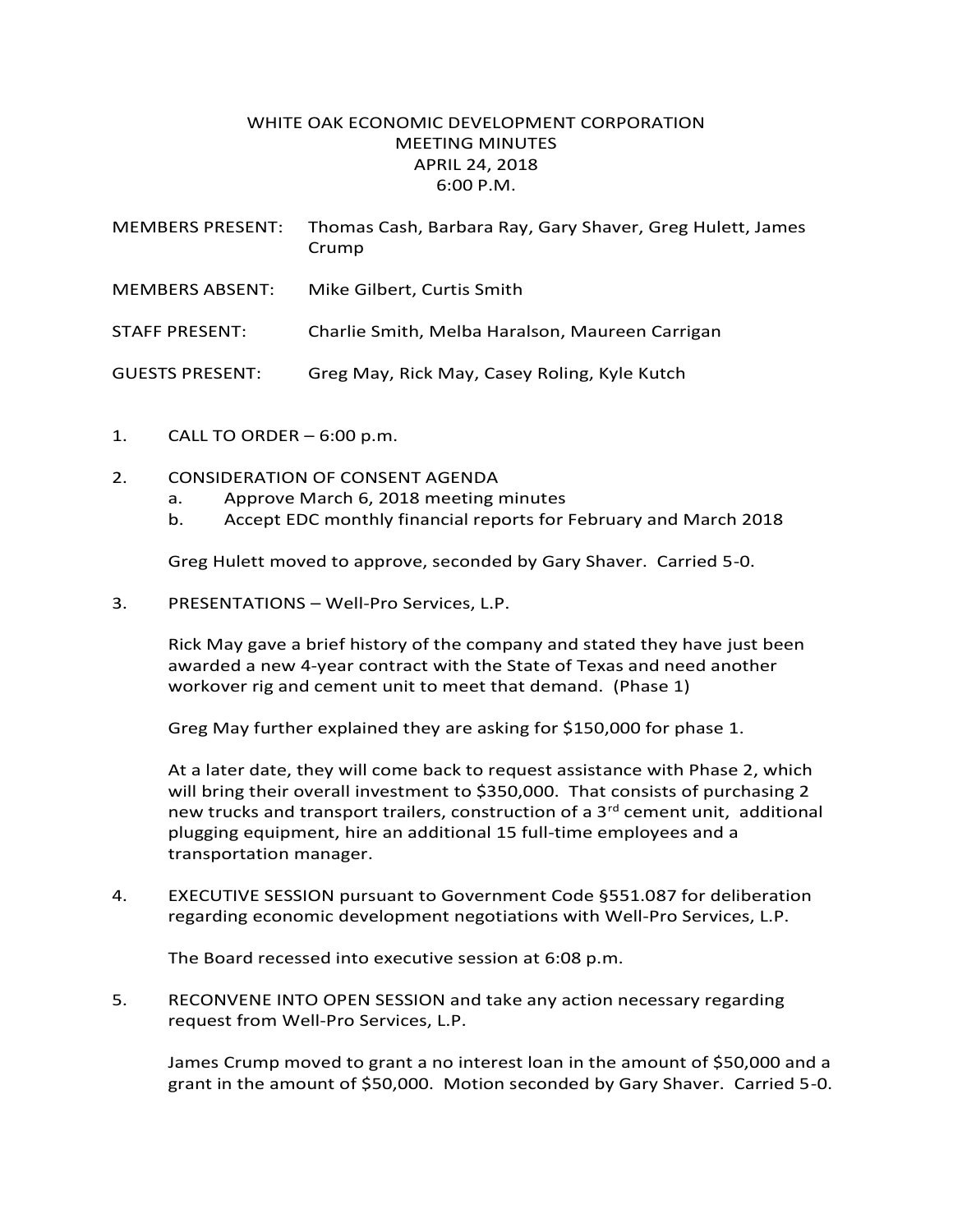# WHITE OAK ECONOMIC DEVELOPMENT CORPORATION
## MEETING MINUTES
## APRIL 24, 2018
## 6:00 P.M.

MEMBERS PRESENT: Thomas Cash, Barbara Ray, Gary Shaver, Greg Hulett, James Crump

MEMBERS ABSENT: Mike Gilbert, Curtis Smith

STAFF PRESENT: Charlie Smith, Melba Haralson, Maureen Carrigan

GUESTS PRESENT: Greg May, Rick May, Casey Roling, Kyle Kutch

1. CALL TO ORDER – 6:00 p.m.

2. CONSIDERATION OF CONSENT AGENDA
   a. Approve March 6, 2018 meeting minutes
   b. Accept EDC monthly financial reports for February and March 2018

   Greg Hulett moved to approve, seconded by Gary Shaver. Carried 5-0.

3. PRESENTATIONS – Well-Pro Services, L.P.

   Rick May gave a brief history of the company and stated they have just been awarded a new 4-year contract with the State of Texas and need another workover rig and cement unit to meet that demand. (Phase 1)

   Greg May further explained they are asking for $150,000 for phase 1.

   At a later date, they will come back to request assistance with Phase 2, which will bring their overall investment to $350,000. That consists of purchasing 2 new trucks and transport trailers, construction of a 3rd cement unit, additional plugging equipment, hire an additional 15 full-time employees and a transportation manager.

4. EXECUTIVE SESSION pursuant to Government Code §551.087 for deliberation regarding economic development negotiations with Well-Pro Services, L.P.

   The Board recessed into executive session at 6:08 p.m.

5. RECONVENE INTO OPEN SESSION and take any action necessary regarding request from Well-Pro Services, L.P.

   James Crump moved to grant a no interest loan in the amount of $50,000 and a grant in the amount of $50,000. Motion seconded by Gary Shaver. Carried 5-0.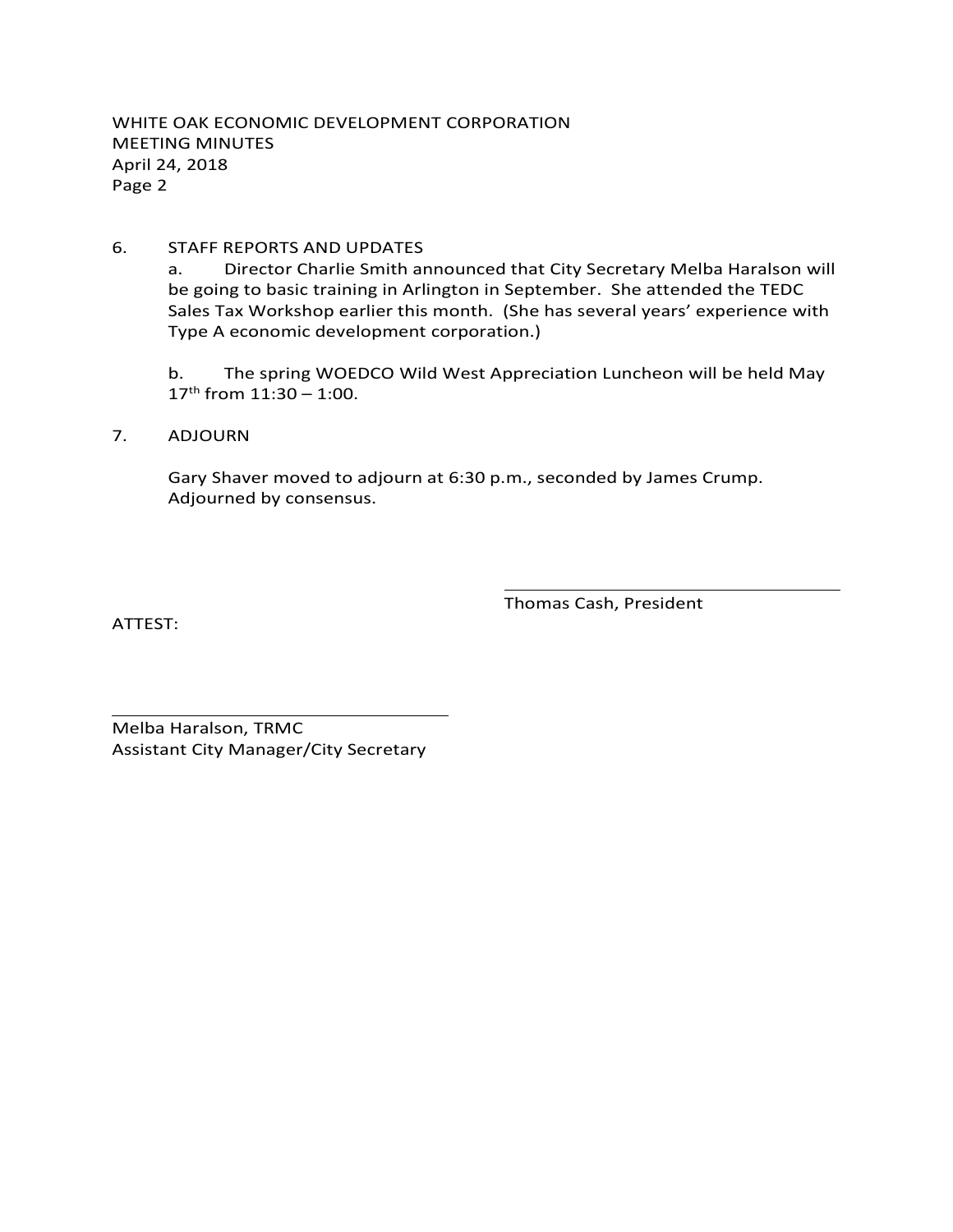6. STAFF REPORTS AND UPDATES

   a. Director Charlie Smith announced that City Secretary Melba Haralson will be going to basic training in Arlington in September. She attended the TEDC Sales Tax Workshop earlier this month. (She has several years' experience with Type A economic development corporation.)

   b. The spring WOEDCO Wild West Appreciation Luncheon will be held May 17th from 11:30 – 1:00.

7. ADJOURN

   Gary Shaver moved to adjourn at 6:30 p.m., seconded by James Crump. Adjourned by consensus.

\_\_\_\_\_\_\_\_\_\_\_\_\_\_\_\_\_\_\_\_\_\_\_\_\_\_\_\_\_\_\_\_\_\_\_\_

Thomas Cash, President

ATTEST:

\_\_\_\_\_\_\_\_\_\_\_\_\_\_\_\_\_\_\_\_\_\_\_\_\_\_\_\_\_\_\_\_\_\_\_\_

Melba Haralson, TRMC  
Assistant City Manager/City Secretary